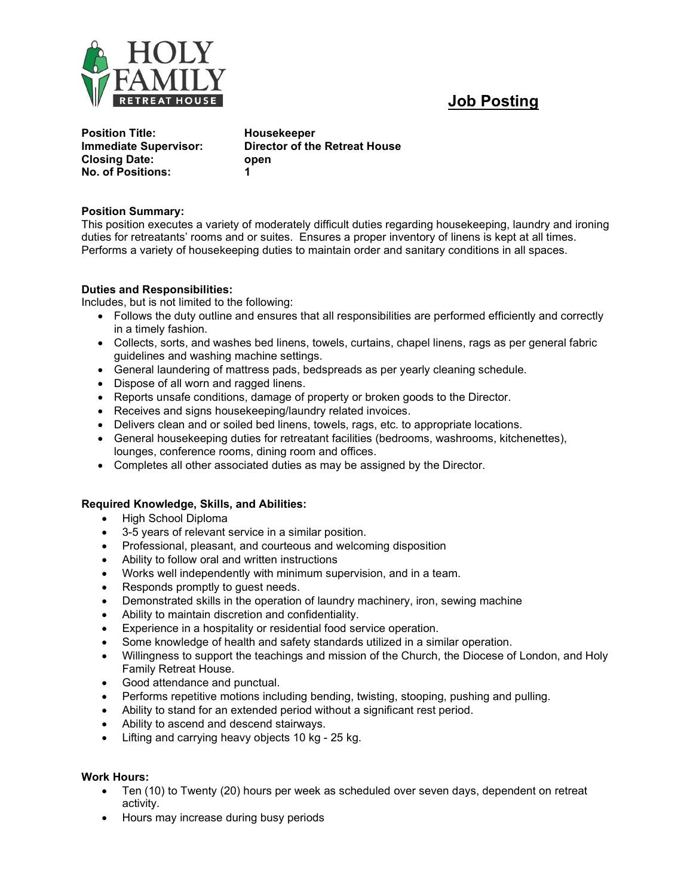HOLY FAMILY RETREAT HOUSE

# Job Posting

**Position Title:** **Housekeeper**
**Immediate Supervisor:** **Director of the Retreat House**
**Closing Date:** **open**
**No. of Positions:** **1**

**Position Summary:**
This position executes a variety of moderately difficult duties regarding housekeeping, laundry and ironing duties for retreatants' rooms and or suites. Ensures a proper inventory of linens is kept at all times. Performs a variety of housekeeping duties to maintain order and sanitary conditions in all spaces.

**Duties and Responsibilities:**
Includes, but is not limited to the following:

- Follows the duty outline and ensures that all responsibilities are performed efficiently and correctly in a timely fashion.
- Collects, sorts, and washes bed linens, towels, curtains, chapel linens, rags as per general fabric guidelines and washing machine settings.
- General laundering of mattress pads, bedspreads as per yearly cleaning schedule.
- Dispose of all worn and ragged linens.
- Reports unsafe conditions, damage of property or broken goods to the Director.
- Receives and signs housekeeping/laundry related invoices.
- Delivers clean and or soiled bed linens, towels, rags, etc. to appropriate locations.
- General housekeeping duties for retreatant facilities (bedrooms, washrooms, kitchenettes), lounges, conference rooms, dining room and offices.
- Completes all other associated duties as may be assigned by the Director.

**Required Knowledge, Skills, and Abilities:**

- High School Diploma
- 3-5 years of relevant service in a similar position.
- Professional, pleasant, and courteous and welcoming disposition
- Ability to follow oral and written instructions
- Works well independently with minimum supervision, and in a team.
- Responds promptly to guest needs.
- Demonstrated skills in the operation of laundry machinery, iron, sewing machine
- Ability to maintain discretion and confidentiality.
- Experience in a hospitality or residential food service operation.
- Some knowledge of health and safety standards utilized in a similar operation.
- Willingness to support the teachings and mission of the Church, the Diocese of London, and Holy Family Retreat House.
- Good attendance and punctual.
- Performs repetitive motions including bending, twisting, stooping, pushing and pulling.
- Ability to stand for an extended period without a significant rest period.
- Ability to ascend and descend stairways.
- Lifting and carrying heavy objects 10 kg - 25 kg.

**Work Hours:**

- Ten (10) to Twenty (20) hours per week as scheduled over seven days, dependent on retreat activity.
- Hours may increase during busy periods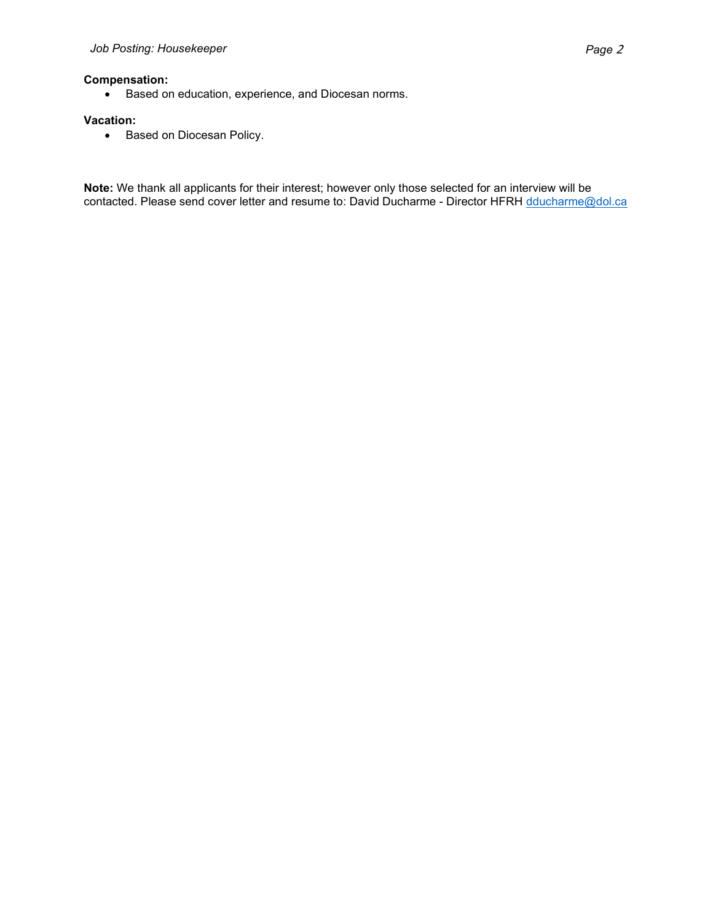**Compensation:**

- Based on education, experience, and Diocesan norms.

**Vacation:**

- Based on Diocesan Policy.

**Note:** We thank all applicants for their interest; however only those selected for an interview will be contacted. Please send cover letter and resume to: David Ducharme - Director HFRH dducharme@dol.ca